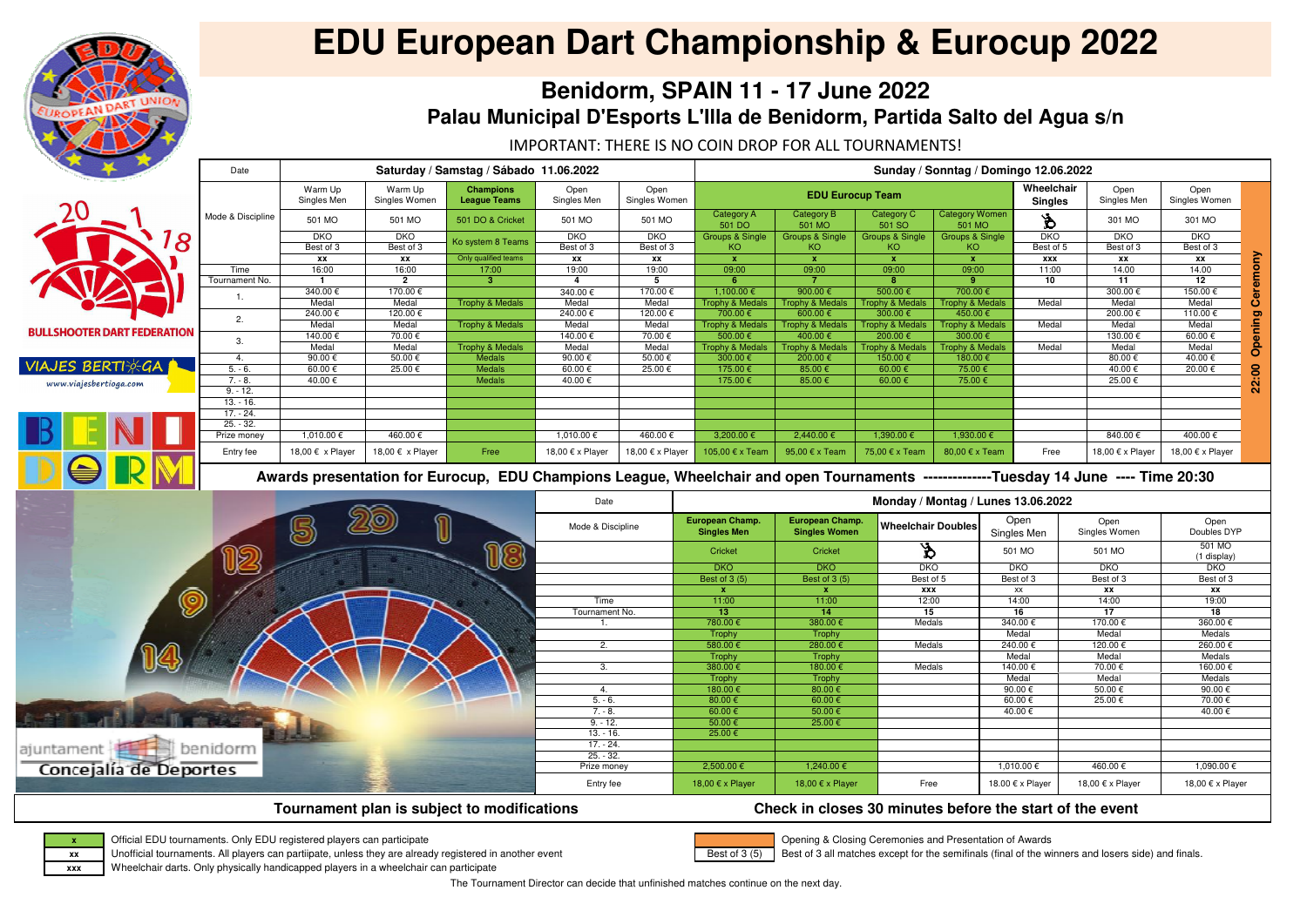# EDU European Dart Championship & Eurocup 2022

## Benidorm, SPAIN 11 - 17 June 2022

### Palau Municipal D'Esports L'Illa de Benidorm, Partida Salto del Agua s/n

IMPORTANT: THERE IS NO COIN DROP FOR ALL TOURNAMENTS!

BULLSHOOTER DART FEDERATION

VIAJES BERTIOGA www.viajesbertioga.com

| Date | Saturday / Samstag / Sábado 11.06.2022 | | | | | Sunday / Sonntag / Domingo 12.06.2022 | | | | | | | |
|---|---|---|---|---|---|---|---|---|---|---|---|---|---|
| Mode & Discipline | Warm Up Singles Men | Warm Up Singles Women | **Champions League Teams** | Open Singles Men | Open Singles Women | **EDU Eurocup Team** | | | | **Wheelchair Singles** | Open Singles Men | Open Singles Women | 22:00 Opening Ceremony |
| | 501 MO | 501 MO | 501 DO & Cricket | 501 MO | 501 MO | Category A 501 DO | Category B 501 MO | Category C 501 SO | Category Women 501 MO | ♿ | 301 MO | 301 MO | |
| | DKO | DKO | Ko system 8 Teams | DKO | DKO | Groups & Single KO | Groups & Single KO | Groups & Single KO | Groups & Single KO | DKO | DKO | DKO | |
| | Best of 3 | Best of 3 | | Best of 3 | Best of 3 | | | | | Best of 5 | Best of 3 | Best of 3 | |
| | xx | xx | Only qualified teams | xx | xx | x | x | x | x | xxx | xx | xx | |
| Time | 16:00 | 16:00 | 17:00 | 19:00 | 19:00 | 09:00 | 09:00 | 09:00 | 09:00 | 11:00 | 14.00 | 14.00 | |
| Tournament No. | 1 | 2 | 3 | 4 | 5 | 6 | 7 | 8 | 9 | 10 | 11 | 12 | |
| 1. | 340.00 € | 170.00 € | | 340.00 € | 170.00 € | 1,100.00 € | 900.00 € | 500.00 € | 700.00 € | | 300.00 € | 150.00 € | |
| | Medal | Medal | Trophy & Medals | Medal | Medal | Trophy & Medals | Trophy & Medals | Trophy & Medals | Trophy & Medals | Medal | Medal | Medal | |
| 2. | 240.00 € | 120.00 € | | 240.00 € | 120.00 € | 700.00 € | 600.00 € | 300.00 € | 450.00 € | | 200.00 € | 110.00 € | |
| | Medal | Medal | Trophy & Medals | Medal | Medal | Trophy & Medals | Trophy & Medals | Trophy & Medals | Trophy & Medals | Medal | Medal | Medal | |
| 3. | 140.00 € | 70.00 € | | 140.00 € | 70.00 € | 500.00 € | 400.00 € | 200.00 € | 300.00 € | | 130.00 € | 60.00 € | |
| | Medal | Medal | Trophy & Medals | Medal | Medal | Trophy & Medals | Trophy & Medals | Trophy & Medals | Trophy & Medals | Medal | Medal | Medal | |
| 4. | 90.00 € | 50.00 € | Medals | 90.00 € | 50.00 € | 300.00 € | 200.00 € | 150.00 € | 180.00 € | | 80.00 € | 40.00 € | |
| 5. - 6. | 60.00 € | 25.00 € | Medals | 60.00 € | 25.00 € | 175.00 € | 85.00 € | 60.00 € | 75.00 € | | 40.00 € | 20.00 € | |
| 7. - 8. | 40.00 € | | Medals | 40.00 € | | 175.00 € | 85.00 € | 60.00 € | 75.00 € | | 25.00 € | | |
| 9. - 12. | | | | | | | | | | | | | |
| 13. - 16. | | | | | | | | | | | | | |
| 17. - 24. | | | | | | | | | | | | | |
| 25. - 32. | | | | | | | | | | | | | |
| Prize money | 1,010.00 € | 460.00 € | | 1,010.00 € | 460.00 € | 3,200.00 € | 2,440.00 € | 1,390.00 € | 1,930.00 € | | 840.00 € | 400.00 € | |
| Entry fee | 18,00 € x Player | 18,00 € x Player | Free | 18,00 € x Player | 18,00 € x Player | 105,00 € x Team | 95,00 € x Team | 75,00 € x Team | 80,00 € x Team | Free | 18,00 € x Player | 18,00 € x Player | |

**Awards presentation for Eurocup, EDU Champions League, Wheelchair and open Tournaments -------------Tuesday 14 June ---- Time 20:30**

| Date | Monday / Montag / Lunes 13.06.2022 | | | | | |
|---|---|---|---|---|---|---|
| Mode & Discipline | **European Champ. Singles Men** | **European Champ. Singles Women** | **Wheelchair Doubles** | Open Singles Men | Open Singles Women | Open Doubles DYP |
| | Cricket | Cricket | ♿ | 501 MO | 501 MO | 501 MO (1 display) |
| | DKO | DKO | DKO | DKO | DKO | DKO |
| | Best of 3 (5) | Best of 3 (5) | Best of 5 | Best of 3 | Best of 3 | Best of 3 |
| | x | x | xxx | xx | xx | xx |
| Time | 11:00 | 11:00 | 12:00 | 14:00 | 14:00 | 19:00 |
| Tournament No. | 13 | 14 | 15 | 16 | 17 | 18 |
| 1. | 780.00 € | 380.00 € | Medals | 340.00 € | 170.00 € | 360.00 € |
| | Trophy | Trophy | | Medal | Medal | Medals |
| 2. | 580.00 € | 280.00 € | Medals | 240.00 € | 120.00 € | 260.00 € |
| | Trophy | Trophy | | Medal | Medal | Medals |
| 3. | 380.00 € | 180.00 € | Medals | 140.00 € | 70.00 € | 160.00 € |
| | Trophy | Trophy | | Medal | Medal | Medals |
| 4. | 180.00 € | 80.00 € | | 90.00 € | 50.00 € | 90.00 € |
| 5. - 6. | 80.00 € | 60.00 € | | 60.00 € | 25.00 € | 70.00 € |
| 7. - 8. | 60.00 € | 50.00 € | | 40.00 € | | 40.00 € |
| 9. - 12. | 50.00 € | 25.00 € | | | | |
| 13. - 16. | 25.00 € | | | | | |
| 17. - 24. | | | | | | |
| 25. - 32. | | | | | | |
| Prize money | 2,500.00 € | 1,240.00 € | | 1,010.00 € | 460.00 € | 1,090.00 € |
| Entry fee | 18,00 € x Player | 18,00 € x Player | Free | 18.00 € x Player | 18,00 € x Player | 18,00 € x Player |

ajuntament benidorm Concejalía de Deportes

**Tournament plan is subject to modifications**

**Check in closes 30 minutes before the start of the event**

| | |
|---|---|
| x | Official EDU tournaments. Only EDU registered players can participate |
| xx | Unofficial tournaments. All players can partiipate, unless they are already registered in another event |
| xxx | Wheelchair darts. Only physically handicapped players in a wheelchair can participate |
| (orange) | Opening & Closing Ceremonies and Presentation of Awards |
| Best of 3 (5) | Best of 3 all matches except for the semifinals (final of the winners and losers side) and finals. |

The Tournament Director can decide that unfinished matches continue on the next day.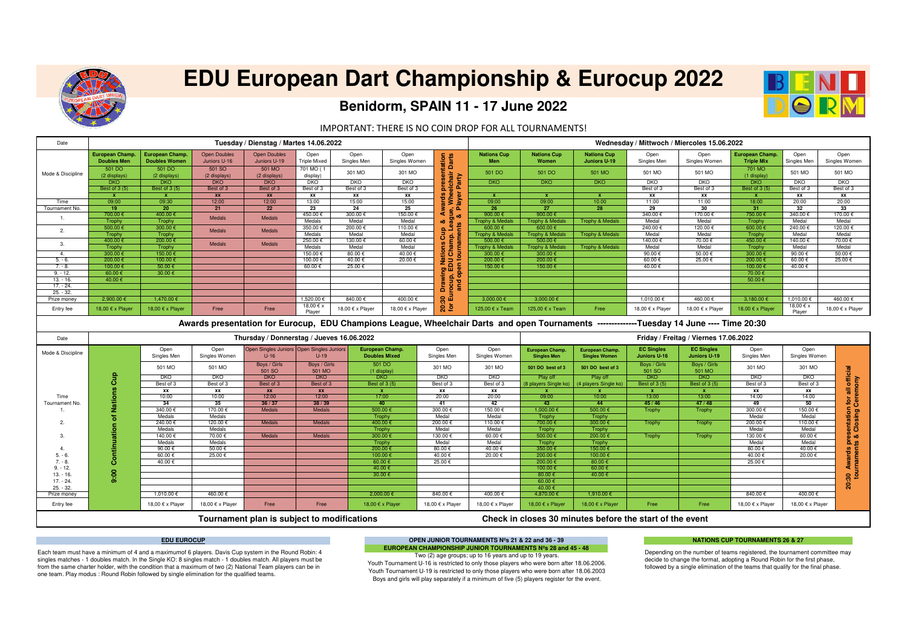# EDU European Dart Championship & Eurocup 2022

## Benidorm, SPAIN 11 - 17 June 2022

IMPORTANT: THERE IS NO COIN DROP FOR ALL TOURNAMENTS!

| Date | Tuesday / Dienstag / Martes 14.06.2022 | | | | | | | | Wednesday / Mittwoch / Miercoles 15.06.2022 | | | | | | | | |
|---|---|---|---|---|---|---|---|---|---|---|---|---|---|---|---|---|---|
| | European Champ. Doubles Men | European Champ. Doubles Women | Open Doubles Juniors U-16 | Open Doubles Juniors U-19 | Open Triple Mixed | Open Singles Men | Open Singles Women | 20:30 Drawing Nations Cup & Awards presentation for Eurocup, EDU Champ. League, Wheelchair Darts and open tournaments & Player Party | Nations Cup Men | Nations Cup Women | Nations Cup Juniors U-19 | Open Singles Men | Open Singles Women | European Champ. Triple Mix | Open Singles Men | Open Singles Women |
| Mode & Discipline | 501 DO (2 displays) | 501 DO (2 displays) | 501 SO (2 displays) | 501 MO (2 displays) | 701 MO (1 display) | 301 MO | 301 MO | | 501 DO | 501 DO | 501 MO | 501 MO | 501 MO | 701 MO (1 display) | 501 MO | 501 MO |
| | DKO | DKO | DKO | DKO | DKO | DKO | DKO | | DKO | DKO | DKO | DKO | DKO | DKO | DKO | DKO |
| | Best of 3 (5) | Best of 3 (5) | Best of 3 | Best of 3 | Best of 3 | Best of 3 | Best of 3 | | | | | Best of 3 | Best of 3 | Best of 3 (5) | Best of 3 | Best of 3 |
| | x | x | xx | xx | xx | xx | xx | | x | x | x | xx | xx | x | xx | xx |
| Time | 09:00 | 09:30 | 12:00 | 12:00 | 13:00 | 15:00 | 15:00 | | 09:00 | 09:00 | 10.00 | 11:00 | 11:00 | 18:00 | 20:00 | 20:00 |
| Tournament No. | 19 | 20 | 21 | 22 | 23 | 24 | 25 | | 26 | 27 | 28 | 29 | 30 | 31 | 32 | 33 |
| 1. | 700.00 € | 400.00 € | Medals | Medals | 450.00 € | 300.00 € | 150.00 € | | 900.00 € | 900.00 € | | 340.00 € | 170.00 € | 750.00 € | 340.00 € | 170.00 € |
| | Trophy | Trophy | | | Medals | Medal | Medal | | Trophy & Medals | Trophy & Medals | Trophy & Medals | Medal | Medal | Trophy | Medal | Medal |
| 2. | 500.00 € | 300.00 € | Medals | Medals | 350.00 € | 200.00 € | 110.00 € | | 600.00 € | 600.00 € | | 240.00 € | 120.00 € | 600.00 € | 240.00 € | 120.00 € |
| | Trophy | Trophy | | | Medals | Medal | Medal | | Trophy & Medals | Trophy & Medals | Trophy & Medals | Medal | Medal | Trophy | Medal | Medal |
| 3. | 400.00 € | 200.00 € | Medals | Medals | 250.00 € | 130.00 € | 60.00 € | | 500.00 € | 500.00 € | | 140.00 € | 70.00 € | 450.00 € | 140.00 € | 70.00 € |
| | Trophy | Trophy | | | Medals | Medal | Medal | | Trophy & Medals | Trophy & Medals | Trophy & Medals | Medal | Medal | Trophy | Medal | Medal |
| 4. | 300.00 € | 150.00 € | | | 150.00 € | 80.00 € | 40.00 € | | 300.00 € | 300.00 € | | 90.00 € | 50.00 € | 300.00 € | 90.00 € | 50.00 € |
| 5. - 6. | 200.00 € | 100.00 € | | | 100.00 € | 40.00 € | 20.00 € | | 200.00 € | 200.00 € | | 60.00 € | 25.00 € | 200.00 € | 60.00 € | 25.00 € |
| 7. - 8. | 100.00 € | 50.00 € | | | 60.00 € | 25.00 € | | | 150.00 € | 150.00 € | | 40.00 € | | 100.00 € | 40.00 € | |
| 9. - 12. | 60.00 € | 30.00 € | | | | | | | | | | | | 70.00 € | | |
| 13. - 16. | 40.00 € | | | | | | | | | | | | | 50.00 € | | |
| 17. - 24. | | | | | | | | | | | | | | | | |
| 25. - 32. | | | | | | | | | | | | | | | | |
| Prize money | 2,900.00 € | 1,470.00 € | | | 1,520.00 € | 840.00 € | 400.00 € | | 3,000.00 € | 3,000.00 € | | 1,010.00 € | 460.00 € | 3,180.00 € | 1,010.00 € | 460.00 € |
| Entry fee | 18,00 € x Player | 18,00 € x Player | Free | Free | 18,00 € x Player | 18,00 € x Player | 18,00 € x Player | | 125,00 € x Team | 125,00 € x Team | Free | 18,00 € x Player | 18,00 € x Player | 18,00 € x Player | 18,00 € x Player | 18,00 € x Player |

**Awards presentation for Eurocup, EDU Champions League, Wheelchair Darts and open Tournaments -------------Tuesday 14 June ---- Time 20:30**

| Date | Thursday / Donnerstag / Jueves 16.06.2022 | | | | | | | | Friday / Freitag / Viernes 17.06.2022 | | | | | | | |
|---|---|---|---|---|---|---|---|---|---|---|---|---|---|---|---|---|
| | 9:00 Continuation of Nations Cup | Open Singles Men | Open Singles Women | Open Singles Juniors U-16 | Open Singles Juniors U-19 | European Champ. Doubles Mixed | Open Singles Men | Open Singles Women | European Champ. Singles Men | European Champ. Singles Women | EC Singles Juniors U-16 | EC Singles Juniors U-19 | Open Singles Men | Open Singles Women | 20:30 Awards presentation for all official tournaments & Closing Ceremony |
| Mode & Discipline | | 501 MO | 501 MO | Boys / Girls 501 SO | Boys / Girls 501 MO | 501 DO (1 display) | 301 MO | 301 MO | 501 DO best of 3 | 501 DO best of 3 | Boys / Girls 501 SO | Boys / Girls 501 MO | 301 MO | 301 MO | |
| | | DKO | DKO | DKO | DKO | DKO | DKO | DKO | Play off | Play off | DKO | DKO | DKO | DKO | |
| | | Best of 3 | Best of 3 | Best of 3 | Best of 3 | Best of 3 (5) | Best of 3 | Best of 3 | (8 players Single ko) | (4 players Single ko) | Best of 3 (5) | Best of 3 (5) | Best of 3 | Best of 3 | |
| | | xx | xx | xx | xx | x | xx | xx | x | x | x | x | xx | xx | |
| Time | | 10:00 | 10:00 | 12:00 | 12:00 | 17:00 | 20:00 | 20:00 | 09:00 | 10:00 | 13:00 | 13:00 | 14:00 | 14:00 | |
| Tournament No. | | 34 | 35 | 36 / 37 | 38 / 39 | 40 | 41 | 42 | 43 | 44 | 45 / 46 | 47 / 48 | 49 | 50 | |
| 1. | | 340.00 € | 170.00 € | Medals | Medals | 500.00 € | 300.00 € | 150.00 € | 1,000.00 € | 500.00 € | Trophy | Trophy | 300.00 € | 150.00 € | |
| | | Medals | Medals | | | Trophy | Medal | Medal | Trophy | Trophy | | | Medal | Medal | |
| 2. | | 240.00 € | 120.00 € | Medals | Medals | 400.00 € | 200.00 € | 110.00 € | 700.00 € | 300.00 € | Trophy | Trophy | 200.00 € | 110.00 € | |
| | | Medals | Medals | | | Trophy | Medal | Medal | Trophy | Trophy | | | Medal | Medal | |
| 3. | | 140.00 € | 70.00 € | Medals | Medals | 300.00 € | 130.00 € | 60.00 € | 500.00 € | 200.00 € | Trophy | Trophy | 130.00 € | 60.00 € | |
| | | Medals | Medals | | | Trophy | Medal | Medal | Trophy | Trophy | | | Medal | Medal | |
| 4. | | 90.00 € | 50.00 € | | | 200.00 € | 80.00 € | 40.00 € | 350.00 € | 150.00 € | | | 80.00 € | 40.00 € | |
| 5. - 6. | | 60.00 € | 25.00 € | | | 100.00 € | 40.00 € | 20.00 € | 200.00 € | 100.00 € | | | 40.00 € | 20.00 € | |
| 7. - 8. | | 40.00 € | | | | 60.00 € | 25.00 € | | 200.00 € | 80.00 € | | | 25.00 € | | |
| 9. - 12. | | | | | | 40.00 € | | | 100.00 € | 60.00 € | | | | | |
| 13. - 16. | | | | | | 30.00 € | | | 80.00 € | 40.00 € | | | | | |
| 17. - 24. | | | | | | | | | 60.00 € | | | | | | |
| 25. - 32. | | | | | | | | | 40.00 € | | | | | | |
| Prize money | | 1,010.00 € | 460.00 € | | | 2,000.00 € | 840.00 € | 400.00 € | 4,870.00 € | 1,910.00 € | | | 840.00 € | 400.00 € | |
| Entry fee | | 18,00 € x Player | 18,00 € x Player | Free | Free | 18,00 € x Player | 18,00 € x Player | 18,00 € x Player | 18,00 € x Player | 18,00 € x Player | Free | Free | 18,00 € x Player | 18,00 € x Player | |

**Tournament plan is subject to modifications** &nbsp;&nbsp;&nbsp;&nbsp; **Check in closes 30 minutes before the start of the event**

### EDU EUROCUP

Each team must have a minimum of 4 and a maximumof 6 players. Davis Cup system in the Round Robin: 4 singles matches - 1 doubles match. In the Single KO: 8 singles match - 1 doubles match. All players must be from the same charter holder, with the condition that a maximum of two (2) National Team players can be in one team. Play modus : Round Robin followed by single elimination for the qualified teams.

### OPEN JUNIOR TOURNAMENTS Nºs 21 & 22 and 36 - 39
### EUROPEAN CHAMPIONSHIP JUNIOR TOURNAMENTS Nºs 28 and 45 - 48

Two (2) age groups; up to 16 years and up to 19 years.
Youth Tournament U-16 is restricted to only those players who were born after 18.06.2006.
Youth Tournament U-19 is restricted to only those players who were born after 18.06.2003
Boys and girls will play separately if a minimum of five (5) players register for the event.

### NATIONS CUP TOURNAMENTS 26 & 27

Depending on the number of teams registered, the tournament committee may decide to change the format, adopting a Round Robin for the first phase, followed by a single elimination of the teams that qualify for the final phase.